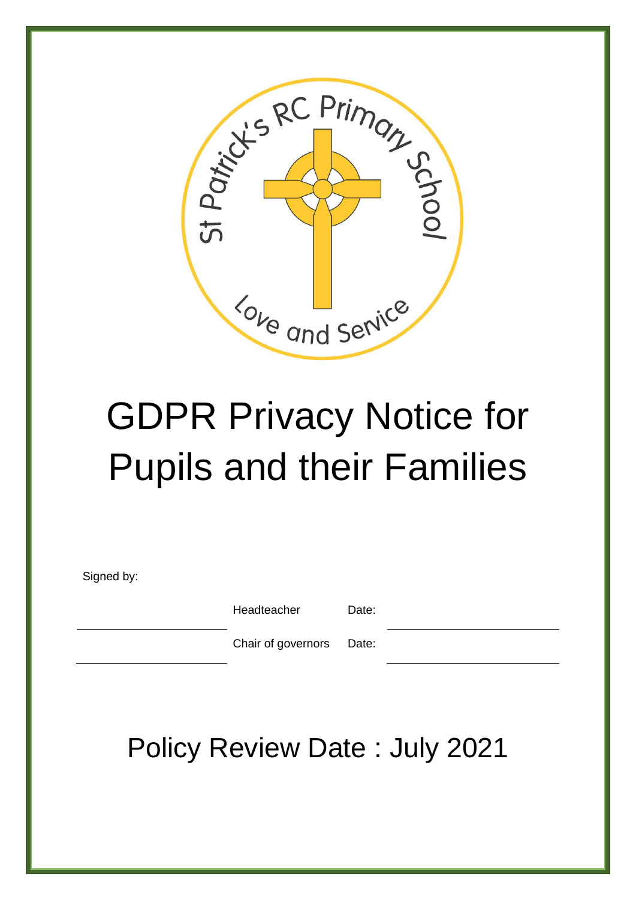St Patrick's RC Primary School

Love and Service

# GDPR Privacy Notice for Pupils and their Families

Signed by:

| | | | |
|---|---|---|---|
| | Headteacher | Date: | |
| | Chair of governors | Date: | |

## Policy Review Date : July 2021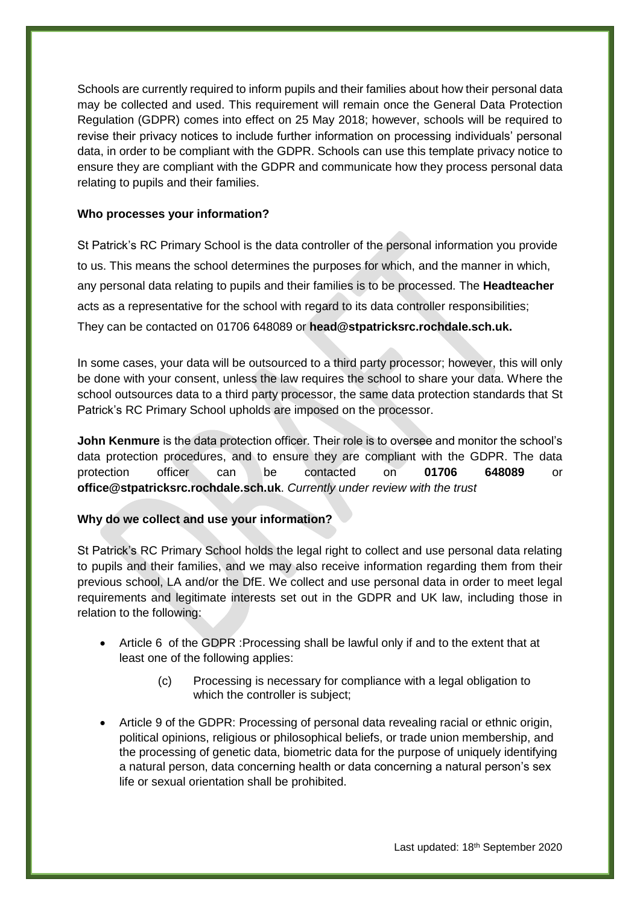Schools are currently required to inform pupils and their families about how their personal data may be collected and used. This requirement will remain once the General Data Protection Regulation (GDPR) comes into effect on 25 May 2018; however, schools will be required to revise their privacy notices to include further information on processing individuals' personal data, in order to be compliant with the GDPR. Schools can use this template privacy notice to ensure they are compliant with the GDPR and communicate how they process personal data relating to pupils and their families.

**Who processes your information?**

St Patrick's RC Primary School is the data controller of the personal information you provide to us. This means the school determines the purposes for which, and the manner in which, any personal data relating to pupils and their families is to be processed. The **Headteacher** acts as a representative for the school with regard to its data controller responsibilities; They can be contacted on 01706 648089 or **head@stpatricksrc.rochdale.sch.uk.**

In some cases, your data will be outsourced to a third party processor; however, this will only be done with your consent, unless the law requires the school to share your data. Where the school outsources data to a third party processor, the same data protection standards that St Patrick's RC Primary School upholds are imposed on the processor.

**John Kenmure** is the data protection officer. Their role is to oversee and monitor the school's data protection procedures, and to ensure they are compliant with the GDPR. The data protection officer can be contacted on **01706 648089** or **office@stpatricksrc.rochdale.sch.uk**. *Currently under review with the trust*

**Why do we collect and use your information?**

St Patrick's RC Primary School holds the legal right to collect and use personal data relating to pupils and their families, and we may also receive information regarding them from their previous school, LA and/or the DfE. We collect and use personal data in order to meet legal requirements and legitimate interests set out in the GDPR and UK law, including those in relation to the following:

- Article 6 of the GDPR :Processing shall be lawful only if and to the extent that at least one of the following applies:
  - (c) Processing is necessary for compliance with a legal obligation to which the controller is subject;
- Article 9 of the GDPR: Processing of personal data revealing racial or ethnic origin, political opinions, religious or philosophical beliefs, or trade union membership, and the processing of genetic data, biometric data for the purpose of uniquely identifying a natural person, data concerning health or data concerning a natural person's sex life or sexual orientation shall be prohibited.

Last updated: 18th September 2020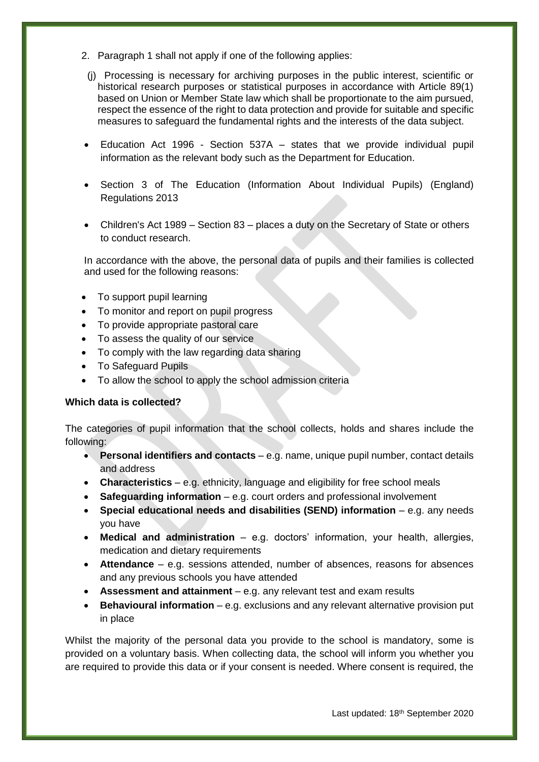2. Paragraph 1 shall not apply if one of the following applies:

   (j) Processing is necessary for archiving purposes in the public interest, scientific or historical research purposes or statistical purposes in accordance with Article 89(1) based on Union or Member State law which shall be proportionate to the aim pursued, respect the essence of the right to data protection and provide for suitable and specific measures to safeguard the fundamental rights and the interests of the data subject.

- Education Act 1996 - Section 537A – states that we provide individual pupil information as the relevant body such as the Department for Education.
- Section 3 of The Education (Information About Individual Pupils) (England) Regulations 2013
- Children's Act 1989 – Section 83 – places a duty on the Secretary of State or others to conduct research.

In accordance with the above, the personal data of pupils and their families is collected and used for the following reasons:

- To support pupil learning
- To monitor and report on pupil progress
- To provide appropriate pastoral care
- To assess the quality of our service
- To comply with the law regarding data sharing
- To Safeguard Pupils
- To allow the school to apply the school admission criteria

**Which data is collected?**

The categories of pupil information that the school collects, holds and shares include the following:

- **Personal identifiers and contacts** – e.g. name, unique pupil number, contact details and address
- **Characteristics** – e.g. ethnicity, language and eligibility for free school meals
- **Safeguarding information** – e.g. court orders and professional involvement
- **Special educational needs and disabilities (SEND) information** – e.g. any needs you have
- **Medical and administration** – e.g. doctors' information, your health, allergies, medication and dietary requirements
- **Attendance** – e.g. sessions attended, number of absences, reasons for absences and any previous schools you have attended
- **Assessment and attainment** – e.g. any relevant test and exam results
- **Behavioural information** – e.g. exclusions and any relevant alternative provision put in place

Whilst the majority of the personal data you provide to the school is mandatory, some is provided on a voluntary basis. When collecting data, the school will inform you whether you are required to provide this data or if your consent is needed. Where consent is required, the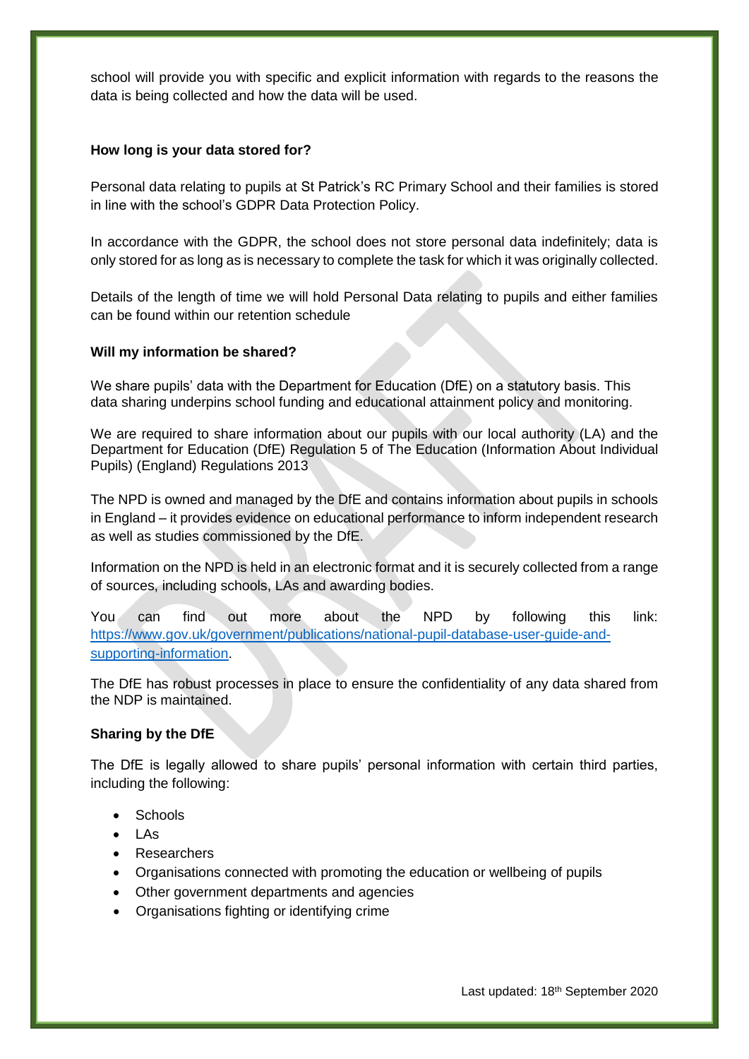school will provide you with specific and explicit information with regards to the reasons the data is being collected and how the data will be used.

**How long is your data stored for?**

Personal data relating to pupils at St Patrick's RC Primary School and their families is stored in line with the school's GDPR Data Protection Policy.

In accordance with the GDPR, the school does not store personal data indefinitely; data is only stored for as long as is necessary to complete the task for which it was originally collected.

Details of the length of time we will hold Personal Data relating to pupils and either families can be found within our retention schedule

**Will my information be shared?**

We share pupils' data with the Department for Education (DfE) on a statutory basis. This data sharing underpins school funding and educational attainment policy and monitoring.

We are required to share information about our pupils with our local authority (LA) and the Department for Education (DfE) Regulation 5 of The Education (Information About Individual Pupils) (England) Regulations 2013

The NPD is owned and managed by the DfE and contains information about pupils in schools in England – it provides evidence on educational performance to inform independent research as well as studies commissioned by the DfE.

Information on the NPD is held in an electronic format and it is securely collected from a range of sources, including schools, LAs and awarding bodies.

You can find out more about the NPD by following this link: https://www.gov.uk/government/publications/national-pupil-database-user-guide-and-supporting-information.

The DfE has robust processes in place to ensure the confidentiality of any data shared from the NDP is maintained.

**Sharing by the DfE**

The DfE is legally allowed to share pupils' personal information with certain third parties, including the following:

- Schools
- LAs
- Researchers
- Organisations connected with promoting the education or wellbeing of pupils
- Other government departments and agencies
- Organisations fighting or identifying crime

Last updated: 18th September 2020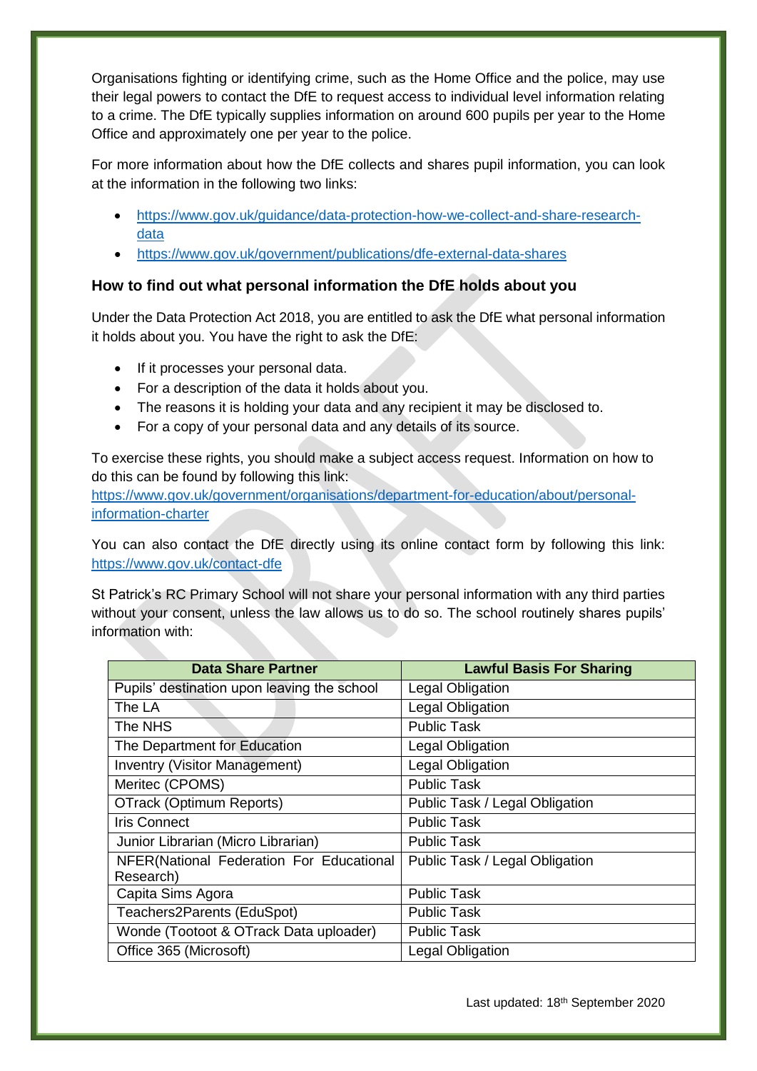Organisations fighting or identifying crime, such as the Home Office and the police, may use their legal powers to contact the DfE to request access to individual level information relating to a crime. The DfE typically supplies information on around 600 pupils per year to the Home Office and approximately one per year to the police.

For more information about how the DfE collects and shares pupil information, you can look at the information in the following two links:

- https://www.gov.uk/guidance/data-protection-how-we-collect-and-share-research-data
- https://www.gov.uk/government/publications/dfe-external-data-shares

### How to find out what personal information the DfE holds about you

Under the Data Protection Act 2018, you are entitled to ask the DfE what personal information it holds about you. You have the right to ask the DfE:

- If it processes your personal data.
- For a description of the data it holds about you.
- The reasons it is holding your data and any recipient it may be disclosed to.
- For a copy of your personal data and any details of its source.

To exercise these rights, you should make a subject access request. Information on how to do this can be found by following this link: https://www.gov.uk/government/organisations/department-for-education/about/personal-information-charter

You can also contact the DfE directly using its online contact form by following this link: https://www.gov.uk/contact-dfe

St Patrick's RC Primary School will not share your personal information with any third parties without your consent, unless the law allows us to do so. The school routinely shares pupils' information with:

| Data Share Partner | Lawful Basis For Sharing |
| --- | --- |
| Pupils' destination upon leaving the school | Legal Obligation |
| The LA | Legal Obligation |
| The NHS | Public Task |
| The Department for Education | Legal Obligation |
| Inventry (Visitor Management) | Legal Obligation |
| Meritec (CPOMS) | Public Task |
| OTrack (Optimum Reports) | Public Task / Legal Obligation |
| Iris Connect | Public Task |
| Junior Librarian (Micro Librarian) | Public Task |
| NFER(National Federation For Educational Research) | Public Task / Legal Obligation |
| Capita Sims Agora | Public Task |
| Teachers2Parents (EduSpot) | Public Task |
| Wonde (Tootoot & OTrack Data uploader) | Public Task |
| Office 365 (Microsoft) | Legal Obligation |

Last updated: 18th September 2020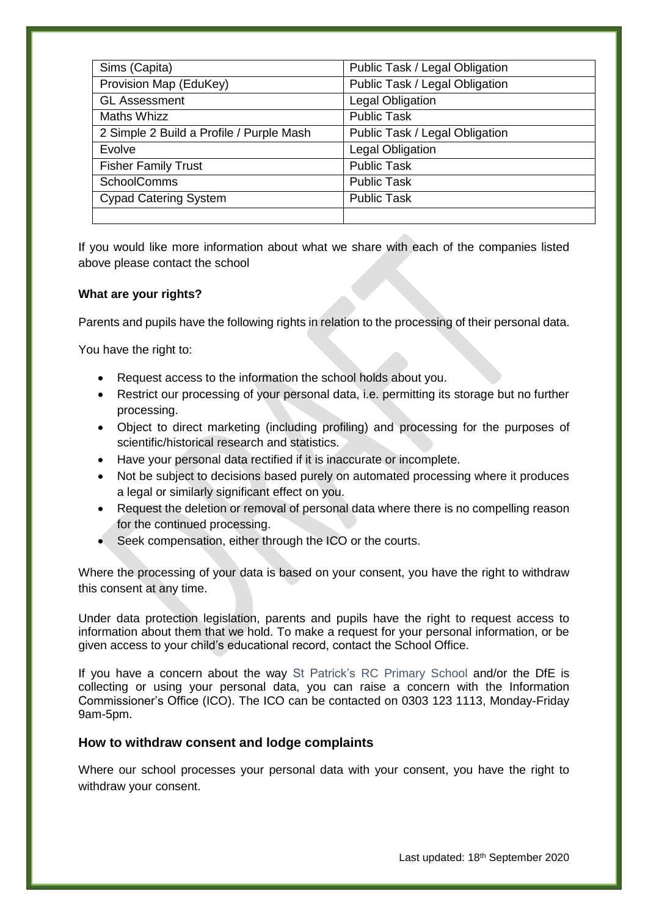| Sims (Capita) | Public Task / Legal Obligation |
|---|---|
| Provision Map (EduKey) | Public Task / Legal Obligation |
| GL Assessment | Legal Obligation |
| Maths Whizz | Public Task |
| 2 Simple 2 Build a Profile / Purple Mash | Public Task / Legal Obligation |
| Evolve | Legal Obligation |
| Fisher Family Trust | Public Task |
| SchoolComms | Public Task |
| Cypad Catering System | Public Task |
| | |

If you would like more information about what we share with each of the companies listed above please contact the school

**What are your rights?**

Parents and pupils have the following rights in relation to the processing of their personal data.

You have the right to:

- Request access to the information the school holds about you.
- Restrict our processing of your personal data, i.e. permitting its storage but no further processing.
- Object to direct marketing (including profiling) and processing for the purposes of scientific/historical research and statistics.
- Have your personal data rectified if it is inaccurate or incomplete.
- Not be subject to decisions based purely on automated processing where it produces a legal or similarly significant effect on you.
- Request the deletion or removal of personal data where there is no compelling reason for the continued processing.
- Seek compensation, either through the ICO or the courts.

Where the processing of your data is based on your consent, you have the right to withdraw this consent at any time.

Under data protection legislation, parents and pupils have the right to request access to information about them that we hold. To make a request for your personal information, or be given access to your child's educational record, contact the School Office.

If you have a concern about the way St Patrick's RC Primary School and/or the DfE is collecting or using your personal data, you can raise a concern with the Information Commissioner's Office (ICO). The ICO can be contacted on 0303 123 1113, Monday-Friday 9am-5pm.

## How to withdraw consent and lodge complaints

Where our school processes your personal data with your consent, you have the right to withdraw your consent.

Last updated: 18th September 2020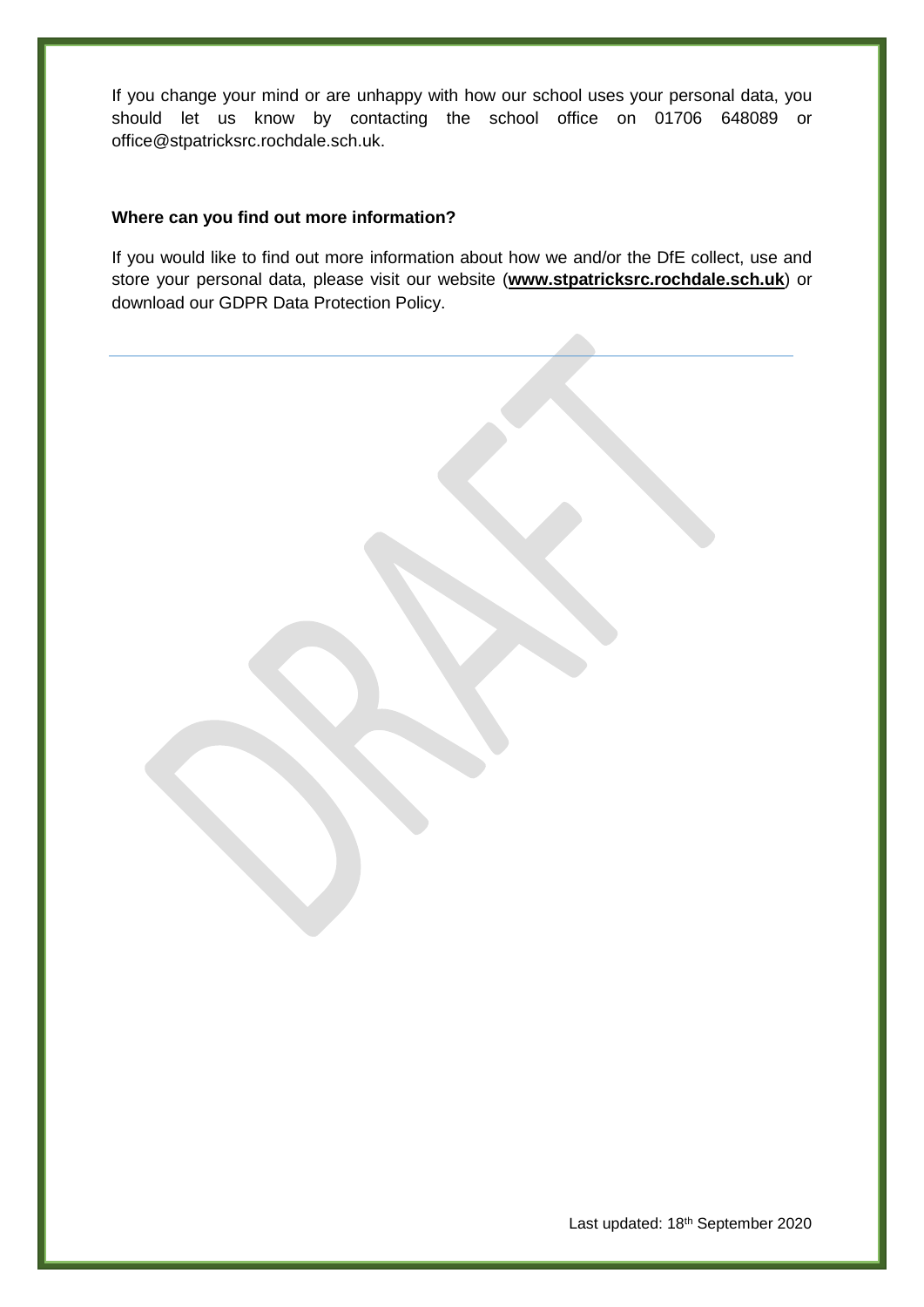If you change your mind or are unhappy with how our school uses your personal data, you should let us know by contacting the school office on 01706 648089 or office@stpatricksrc.rochdale.sch.uk.

**Where can you find out more information?**

If you would like to find out more information about how we and/or the DfE collect, use and store your personal data, please visit our website (**www.stpatricksrc.rochdale.sch.uk**) or download our GDPR Data Protection Policy.

---

Last updated: 18th September 2020